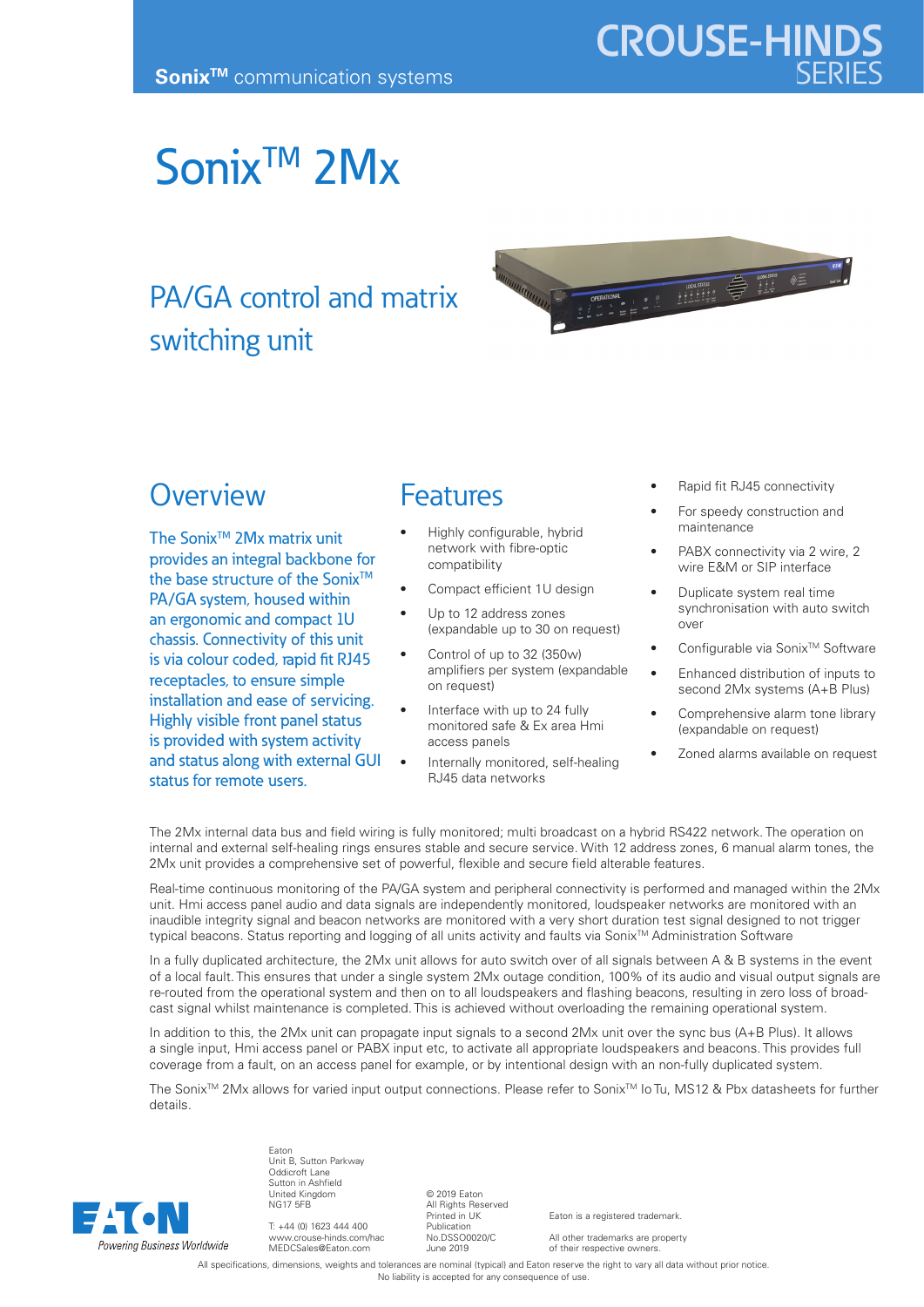Sonix™ communication systems

CROUSE-HINDS SERIES

# Sonix™ 2Mx

## PA/GA control and matrix switching unit

## Overview

The Sonix™ 2Mx matrix unit provides an integral backbone for the base structure of the Sonix™ PA/GA system, housed within an ergonomic and compact 1U chassis. Connectivity of this unit is via colour coded, rapid fit RJ45 receptacles, to ensure simple installation and ease of servicing. Highly visible front panel status is provided with system activity and status along with external GUI status for remote users.

## Features

- Highly configurable, hybrid network with fibre-optic compatibility
- Compact efficient 1U design
- Up to 12 address zones (expandable up to 30 on request)
- Control of up to 32 (350w) amplifiers per system (expandable on request)
- Interface with up to 24 fully monitored safe & Ex area Hmi access panels
- Internally monitored, self-healing RJ45 data networks
- Rapid fit RJ45 connectivity
- For speedy construction and maintenance
- PABX connectivity via 2 wire, 2 wire E&M or SIP interface
- Duplicate system real time synchronisation with auto switch over
- Configurable via Sonix™ Software
- Enhanced distribution of inputs to second 2Mx systems (A+B Plus)
- Comprehensive alarm tone library (expandable on request)
- Zoned alarms available on request

The 2Mx internal data bus and field wiring is fully monitored; multi broadcast on a hybrid RS422 network. The operation on internal and external self-healing rings ensures stable and secure service. With 12 address zones, 6 manual alarm tones, the 2Mx unit provides a comprehensive set of powerful, flexible and secure field alterable features.

Real-time continuous monitoring of the PA/GA system and peripheral connectivity is performed and managed within the 2Mx unit. Hmi access panel audio and data signals are independently monitored, loudspeaker networks are monitored with an inaudible integrity signal and beacon networks are monitored with a very short duration test signal designed to not trigger typical beacons. Status reporting and logging of all units activity and faults via Sonix™ Administration Software

In a fully duplicated architecture, the 2Mx unit allows for auto switch over of all signals between A & B systems in the event of a local fault. This ensures that under a single system 2Mx outage condition, 100% of its audio and visual output signals are re-routed from the operational system and then on to all loudspeakers and flashing beacons, resulting in zero loss of broadcast signal whilst maintenance is completed. This is achieved without overloading the remaining operational system.

In addition to this, the 2Mx unit can propagate input signals to a second 2Mx unit over the sync bus (A+B Plus). It allows a single input, Hmi access panel or PABX input etc, to activate all appropriate loudspeakers and beacons. This provides full coverage from a fault, on an access panel for example, or by intentional design with an non-fully duplicated system.

The Sonix™ 2Mx allows for varied input output connections. Please refer to Sonix™ Io Tu, MS12 & Pbx datasheets for further details.

EATON
*Powering Business Worldwide*

Eaton
Unit B, Sutton Parkway
Oddicroft Lane
Sutton in Ashfield
United Kingdom
NG17 5FB

T: +44 (0) 1623 444 400
www.crouse-hinds.com/hac
MEDCSales@Eaton.com

© 2019 Eaton
All Rights Reserved
Printed in UK
Publication
No.DSSO0020/C
June 2019

Eaton is a registered trademark.

All other trademarks are property of their respective owners.

All specifications, dimensions, weights and tolerances are nominal (typical) and Eaton reserve the right to vary all data without prior notice. No liability is accepted for any consequence of use.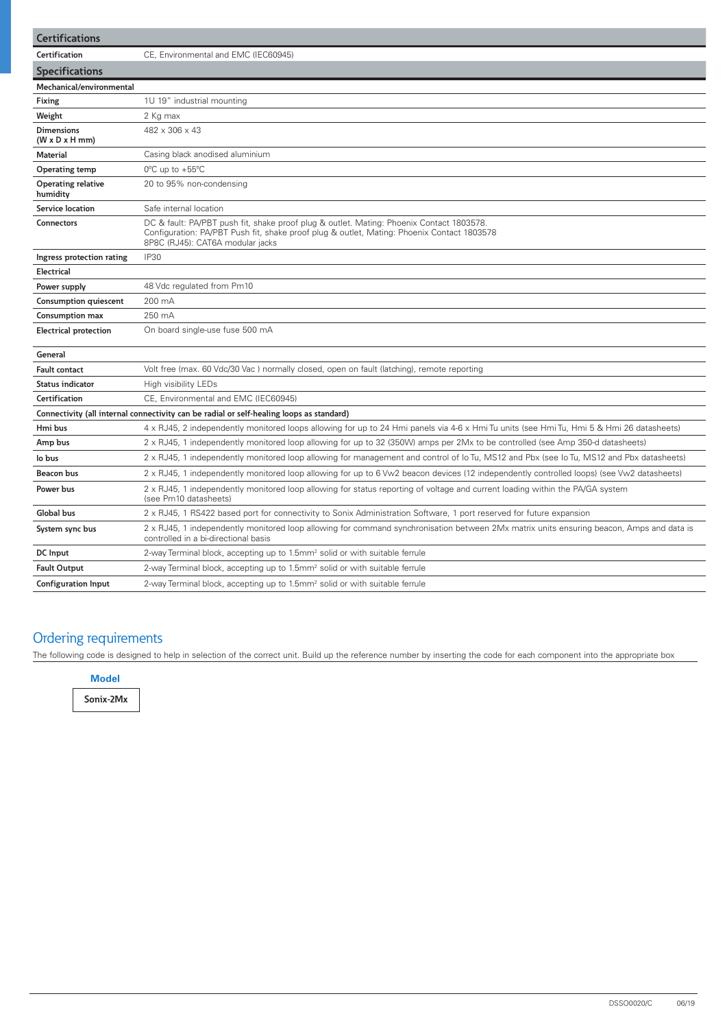## Certifications

| | |
|---|---|
| **Certification** | CE, Environmental and EMC (IEC60945) |

## Specifications

| | |
|---|---|
| **Mechanical/environmental** | |
| **Fixing** | 1U 19" industrial mounting |
| **Weight** | 2 Kg max |
| **Dimensions (W x D x H mm)** | 482 x 306 x 43 |
| **Material** | Casing black anodised aluminium |
| **Operating temp** | 0°C up to +55°C |
| **Operating relative humidity** | 20 to 95% non-condensing |
| **Service location** | Safe internal location |
| **Connectors** | DC & fault: PA/PBT push fit, shake proof plug & outlet. Mating: Phoenix Contact 1803578. Configuration: PA/PBT Push fit, shake proof plug & outlet, Mating: Phoenix Contact 1803578 8P8C (RJ45): CAT6A modular jacks |
| **Ingress protection rating** | IP30 |
| **Electrical** | |
| **Power supply** | 48 Vdc regulated from Pm10 |
| **Consumption quiescent** | 200 mA |
| **Consumption max** | 250 mA |
| **Electrical protection** | On board single-use fuse 500 mA |
| **General** | |
| **Fault contact** | Volt free (max. 60 Vdc/30 Vac ) normally closed, open on fault (latching), remote reporting |
| **Status indicator** | High visibility LEDs |
| **Certification** | CE, Environmental and EMC (IEC60945) |
| **Connectivity (all internal connectivity can be radial or self-healing loops as standard)** | |
| **Hmi bus** | 4 x RJ45, 2 independently monitored loops allowing for up to 24 Hmi panels via 4-6 x Hmi Tu units (see Hmi Tu, Hmi 5 & Hmi 26 datasheets) |
| **Amp bus** | 2 x RJ45, 1 independently monitored loop allowing for up to 32 (350W) amps per 2Mx to be controlled (see Amp 350-d datasheets) |
| **Io bus** | 2 x RJ45, 1 independently monitored loop allowing for management and control of Io Tu, MS12 and Pbx (see Io Tu, MS12 and Pbx datasheets) |
| **Beacon bus** | 2 x RJ45, 1 independently monitored loop allowing for up to 6 Vw2 beacon devices (12 independently controlled loops) (see Vw2 datasheets) |
| **Power bus** | 2 x RJ45, 1 independently monitored loop allowing for status reporting of voltage and current loading within the PA/GA system (see Pm10 datasheets) |
| **Global bus** | 2 x RJ45, 1 RS422 based port for connectivity to Sonix Administration Software, 1 port reserved for future expansion |
| **System sync bus** | 2 x RJ45, 1 independently monitored loop allowing for command synchronisation between 2Mx matrix units ensuring beacon, Amps and data is controlled in a bi-directional basis |
| **DC Input** | 2-way Terminal block, accepting up to 1.5mm² solid or with suitable ferrule |
| **Fault Output** | 2-way Terminal block, accepting up to 1.5mm² solid or with suitable ferrule |
| **Configuration Input** | 2-way Terminal block, accepting up to 1.5mm² solid or with suitable ferrule |

## Ordering requirements

The following code is designed to help in selection of the correct unit. Build up the reference number by inserting the code for each component into the appropriate box

| Model |
|---|
| Sonix-2Mx |

DSSO0020/C 06/19